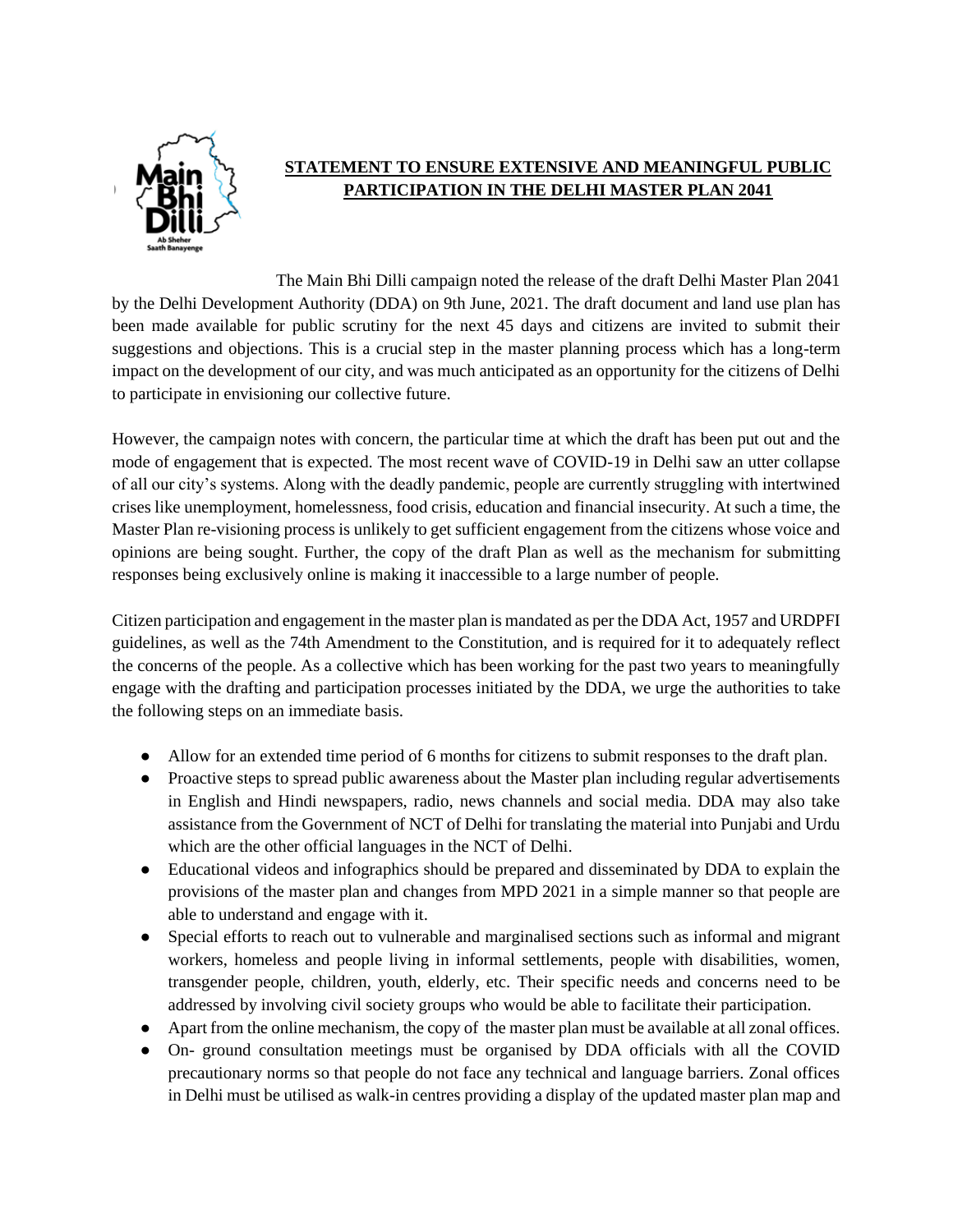## STATEMENT TO ENSURE EXTENSIVE AND MEANINGFUL PUBLIC PARTICIPATION IN THE DELHI MASTER PLAN 2041

The Main Bhi Dilli campaign noted the release of the draft Delhi Master Plan 2041 by the Delhi Development Authority (DDA) on 9th June, 2021. The draft document and land use plan has been made available for public scrutiny for the next 45 days and citizens are invited to submit their suggestions and objections. This is a crucial step in the master planning process which has a long-term impact on the development of our city, and was much anticipated as an opportunity for the citizens of Delhi to participate in envisioning our collective future.

However, the campaign notes with concern, the particular time at which the draft has been put out and the mode of engagement that is expected. The most recent wave of COVID-19 in Delhi saw an utter collapse of all our city's systems. Along with the deadly pandemic, people are currently struggling with intertwined crises like unemployment, homelessness, food crisis, education and financial insecurity. At such a time, the Master Plan re-visioning process is unlikely to get sufficient engagement from the citizens whose voice and opinions are being sought. Further, the copy of the draft Plan as well as the mechanism for submitting responses being exclusively online is making it inaccessible to a large number of people.

Citizen participation and engagement in the master plan is mandated as per the DDA Act, 1957 and URDPFI guidelines, as well as the 74th Amendment to the Constitution, and is required for it to adequately reflect the concerns of the people. As a collective which has been working for the past two years to meaningfully engage with the drafting and participation processes initiated by the DDA, we urge the authorities to take the following steps on an immediate basis.

- Allow for an extended time period of 6 months for citizens to submit responses to the draft plan.
- Proactive steps to spread public awareness about the Master plan including regular advertisements in English and Hindi newspapers, radio, news channels and social media. DDA may also take assistance from the Government of NCT of Delhi for translating the material into Punjabi and Urdu which are the other official languages in the NCT of Delhi.
- Educational videos and infographics should be prepared and disseminated by DDA to explain the provisions of the master plan and changes from MPD 2021 in a simple manner so that people are able to understand and engage with it.
- Special efforts to reach out to vulnerable and marginalised sections such as informal and migrant workers, homeless and people living in informal settlements, people with disabilities, women, transgender people, children, youth, elderly, etc. Their specific needs and concerns need to be addressed by involving civil society groups who would be able to facilitate their participation.
- Apart from the online mechanism, the copy of the master plan must be available at all zonal offices.
- On- ground consultation meetings must be organised by DDA officials with all the COVID precautionary norms so that people do not face any technical and language barriers. Zonal offices in Delhi must be utilised as walk-in centres providing a display of the updated master plan map and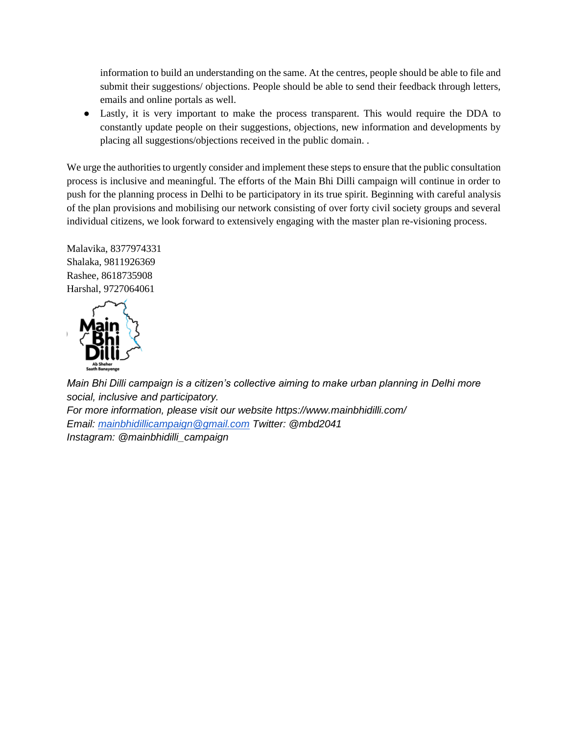information to build an understanding on the same. At the centres, people should be able to file and submit their suggestions/ objections. People should be able to send their feedback through letters, emails and online portals as well.

- Lastly, it is very important to make the process transparent. This would require the DDA to constantly update people on their suggestions, objections, new information and developments by placing all suggestions/objections received in the public domain. .

We urge the authorities to urgently consider and implement these steps to ensure that the public consultation process is inclusive and meaningful. The efforts of the Main Bhi Dilli campaign will continue in order to push for the planning process in Delhi to be participatory in its true spirit. Beginning with careful analysis of the plan provisions and mobilising our network consisting of over forty civil society groups and several individual citizens, we look forward to extensively engaging with the master plan re-visioning process.

Malavika, 8377974331
Shalaka, 9811926369
Rashee, 8618735908
Harshal, 9727064061

Main Bhi Dilli
Ab Sheher Saath Banayenge

*Main Bhi Dilli campaign is a citizen's collective aiming to make urban planning in Delhi more social, inclusive and participatory.*
*For more information, please visit our website https://www.mainbhidilli.com/*
*Email: mainbhidillicampaign@gmail.com Twitter: @mbd2041*
*Instagram: @mainbhidilli_campaign*